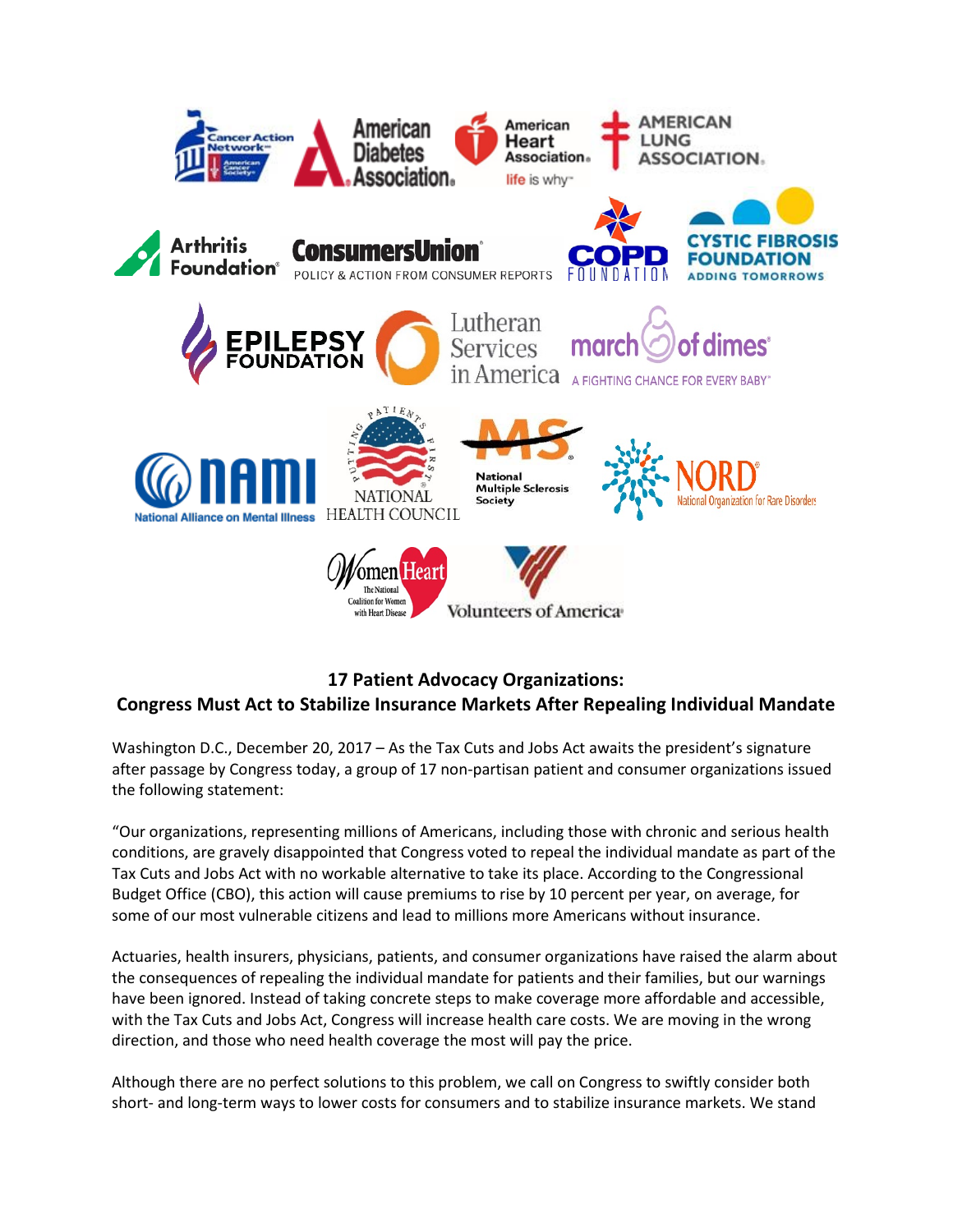## 17 Patient Advocacy Organizations: Congress Must Act to Stabilize Insurance Markets After Repealing Individual Mandate

Washington D.C., December 20, 2017 – As the Tax Cuts and Jobs Act awaits the president's signature after passage by Congress today, a group of 17 non-partisan patient and consumer organizations issued the following statement:

"Our organizations, representing millions of Americans, including those with chronic and serious health conditions, are gravely disappointed that Congress voted to repeal the individual mandate as part of the Tax Cuts and Jobs Act with no workable alternative to take its place. According to the Congressional Budget Office (CBO), this action will cause premiums to rise by 10 percent per year, on average, for some of our most vulnerable citizens and lead to millions more Americans without insurance.

Actuaries, health insurers, physicians, patients, and consumer organizations have raised the alarm about the consequences of repealing the individual mandate for patients and their families, but our warnings have been ignored. Instead of taking concrete steps to make coverage more affordable and accessible, with the Tax Cuts and Jobs Act, Congress will increase health care costs. We are moving in the wrong direction, and those who need health coverage the most will pay the price.

Although there are no perfect solutions to this problem, we call on Congress to swiftly consider both short- and long-term ways to lower costs for consumers and to stabilize insurance markets. We stand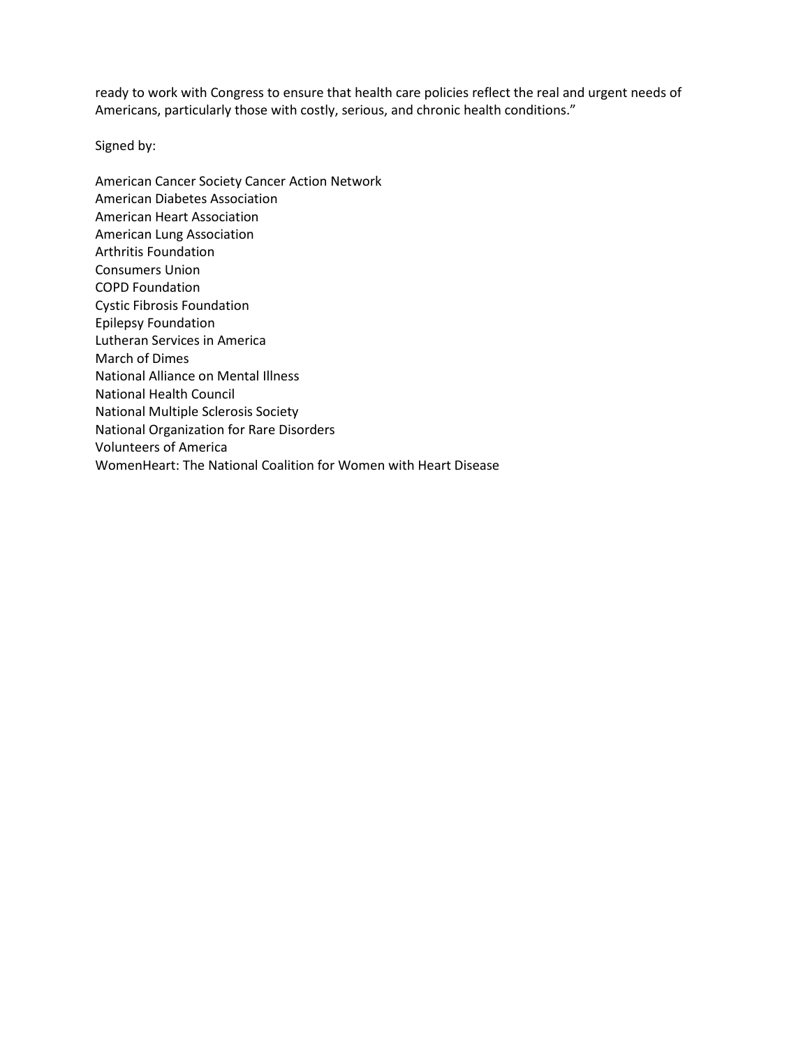ready to work with Congress to ensure that health care policies reflect the real and urgent needs of Americans, particularly those with costly, serious, and chronic health conditions."

Signed by:

American Cancer Society Cancer Action Network
American Diabetes Association
American Heart Association
American Lung Association
Arthritis Foundation
Consumers Union
COPD Foundation
Cystic Fibrosis Foundation
Epilepsy Foundation
Lutheran Services in America
March of Dimes
National Alliance on Mental Illness
National Health Council
National Multiple Sclerosis Society
National Organization for Rare Disorders
Volunteers of America
WomenHeart: The National Coalition for Women with Heart Disease